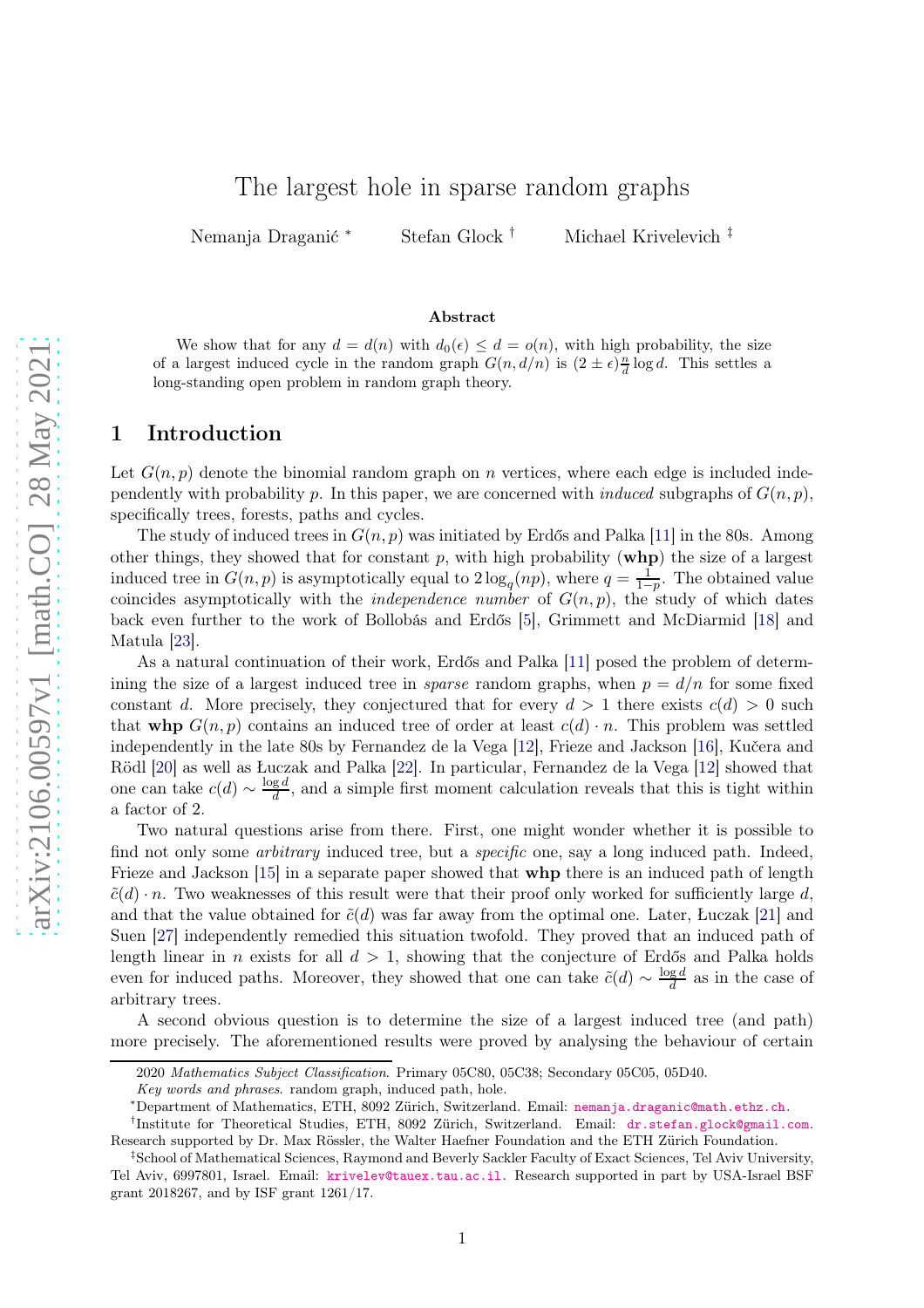# The largest hole in sparse random graphs

Nemanja Draganić *  Stefan Glock †  Michael Krivelevich ‡

### Abstract

We show that for any $d = d(n)$ with $d_0(\epsilon) \le d = o(n)$, with high probability, the size of a largest induced cycle in the random graph $G(n, d/n)$ is $(2 \pm \epsilon)\frac{n}{d}\log d$. This settles a long-standing open problem in random graph theory.

## 1 Introduction

Let $G(n,p)$ denote the binomial random graph on $n$ vertices, where each edge is included independently with probability $p$. In this paper, we are concerned with *induced* subgraphs of $G(n,p)$, specifically trees, forests, paths and cycles.

The study of induced trees in $G(n,p)$ was initiated by Erdős and Palka [11] in the 80s. Among other things, they showed that for constant $p$, with high probability (**whp**) the size of a largest induced tree in $G(n,p)$ is asymptotically equal to $2\log_q(np)$, where $q = \frac{1}{1-p}$. The obtained value coincides asymptotically with the *independence number* of $G(n,p)$, the study of which dates back even further to the work of Bollobás and Erdős [5], Grimmett and McDiarmid [18] and Matula [23].

As a natural continuation of their work, Erdős and Palka [11] posed the problem of determining the size of a largest induced tree in *sparse* random graphs, when $p = d/n$ for some fixed constant $d$. More precisely, they conjectured that for every $d > 1$ there exists $c(d) > 0$ such that **whp** $G(n,p)$ contains an induced tree of order at least $c(d) \cdot n$. This problem was settled independently in the late 80s by Fernandez de la Vega [12], Frieze and Jackson [16], Kučera and Rödl [20] as well as Łuczak and Palka [22]. In particular, Fernandez de la Vega [12] showed that one can take $c(d) \sim \frac{\log d}{d}$, and a simple first moment calculation reveals that this is tight within a factor of 2.

Two natural questions arise from there. First, one might wonder whether it is possible to find not only some *arbitrary* induced tree, but a *specific* one, say a long induced path. Indeed, Frieze and Jackson [15] in a separate paper showed that **whp** there is an induced path of length $\tilde{c}(d) \cdot n$. Two weaknesses of this result were that their proof only worked for sufficiently large $d$, and that the value obtained for $\tilde{c}(d)$ was far away from the optimal one. Later, Łuczak [21] and Suen [27] independently remedied this situation twofold. They proved that an induced path of length linear in $n$ exists for all $d > 1$, showing that the conjecture of Erdős and Palka holds even for induced paths. Moreover, they showed that one can take $\tilde{c}(d) \sim \frac{\log d}{d}$ as in the case of arbitrary trees.

A second obvious question is to determine the size of a largest induced tree (and path) more precisely. The aforementioned results were proved by analysing the behaviour of certain

---

2020 *Mathematics Subject Classification*. Primary 05C80, 05C38; Secondary 05C05, 05D40.

*Key words and phrases*. random graph, induced path, hole.

*Department of Mathematics, ETH, 8092 Zürich, Switzerland. Email: nemanja.draganic@math.ethz.ch.

†Institute for Theoretical Studies, ETH, 8092 Zürich, Switzerland. Email: dr.stefan.glock@gmail.com. Research supported by Dr. Max Rössler, the Walter Haefner Foundation and the ETH Zürich Foundation.

‡School of Mathematical Sciences, Raymond and Beverly Sackler Faculty of Exact Sciences, Tel Aviv University, Tel Aviv, 6997801, Israel. Email: krivelev@tauex.tau.ac.il. Research supported in part by USA-Israel BSF grant 2018267, and by ISF grant 1261/17.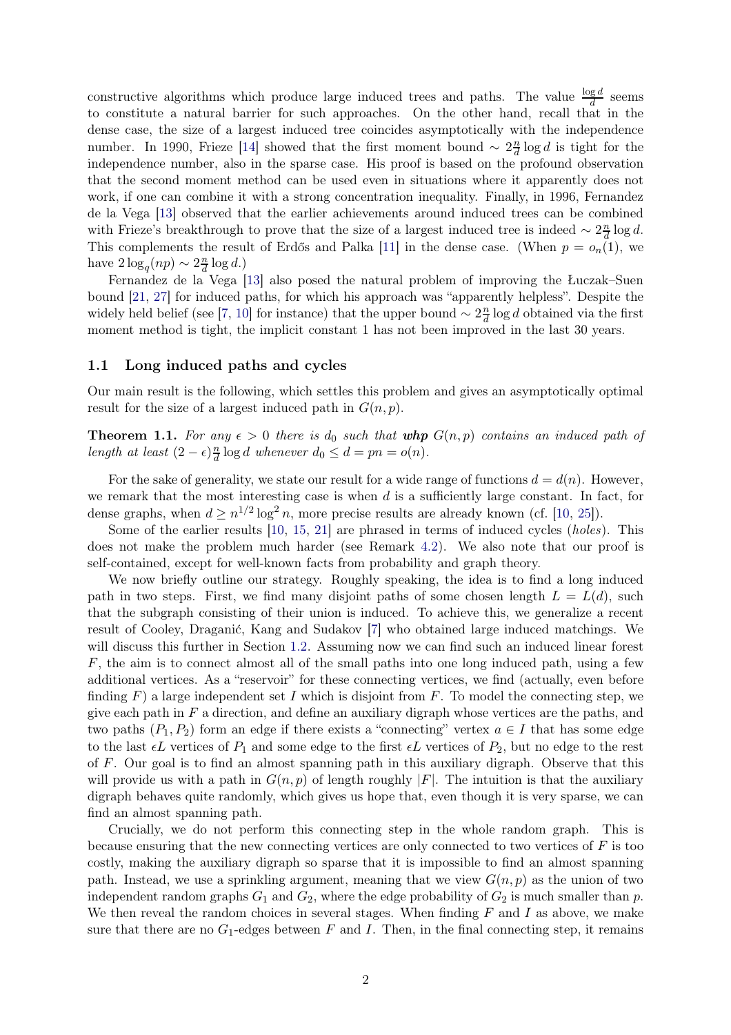constructive algorithms which produce large induced trees and paths. The value $\frac{\log d}{d}$ seems to constitute a natural barrier for such approaches. On the other hand, recall that in the dense case, the size of a largest induced tree coincides asymptotically with the independence number. In 1990, Frieze [14] showed that the first moment bound $\sim 2\frac{n}{d}\log d$ is tight for the independence number, also in the sparse case. His proof is based on the profound observation that the second moment method can be used even in situations where it apparently does not work, if one can combine it with a strong concentration inequality. Finally, in 1996, Fernandez de la Vega [13] observed that the earlier achievements around induced trees can be combined with Frieze's breakthrough to prove that the size of a largest induced tree is indeed $\sim 2\frac{n}{d}\log d$. This complements the result of Erdős and Palka [11] in the dense case. (When $p = o_n(1)$, we have $2\log_q(np) \sim 2\frac{n}{d}\log d$.)

Fernandez de la Vega [13] also posed the natural problem of improving the Łuczak–Suen bound [21, 27] for induced paths, for which his approach was "apparently helpless". Despite the widely held belief (see [7, 10] for instance) that the upper bound $\sim 2\frac{n}{d}\log d$ obtained via the first moment method is tight, the implicit constant 1 has not been improved in the last 30 years.

### 1.1 Long induced paths and cycles

Our main result is the following, which settles this problem and gives an asymptotically optimal result for the size of a largest induced path in $G(n,p)$.

**Theorem 1.1.** *For any $\epsilon > 0$ there is $d_0$ such that* ***whp*** *$G(n,p)$ contains an induced path of length at least $(2-\epsilon)\frac{n}{d}\log d$ whenever $d_0 \le d = pn = o(n)$.*

For the sake of generality, we state our result for a wide range of functions $d = d(n)$. However, we remark that the most interesting case is when $d$ is a sufficiently large constant. In fact, for dense graphs, when $d \ge n^{1/2}\log^2 n$, more precise results are already known (cf. [10, 25]).

Some of the earlier results [10, 15, 21] are phrased in terms of induced cycles (*holes*). This does not make the problem much harder (see Remark 4.2). We also note that our proof is self-contained, except for well-known facts from probability and graph theory.

We now briefly outline our strategy. Roughly speaking, the idea is to find a long induced path in two steps. First, we find many disjoint paths of some chosen length $L = L(d)$, such that the subgraph consisting of their union is induced. To achieve this, we generalize a recent result of Cooley, Draganić, Kang and Sudakov [7] who obtained large induced matchings. We will discuss this further in Section 1.2. Assuming now we can find such an induced linear forest $F$, the aim is to connect almost all of the small paths into one long induced path, using a few additional vertices. As a "reservoir" for these connecting vertices, we find (actually, even before finding $F$) a large independent set $I$ which is disjoint from $F$. To model the connecting step, we give each path in $F$ a direction, and define an auxiliary digraph whose vertices are the paths, and two paths $(P_1, P_2)$ form an edge if there exists a "connecting" vertex $a \in I$ that has some edge to the last $\epsilon L$ vertices of $P_1$ and some edge to the first $\epsilon L$ vertices of $P_2$, but no edge to the rest of $F$. Our goal is to find an almost spanning path in this auxiliary digraph. Observe that this will provide us with a path in $G(n,p)$ of length roughly $|F|$. The intuition is that the auxiliary digraph behaves quite randomly, which gives us hope that, even though it is very sparse, we can find an almost spanning path.

Crucially, we do not perform this connecting step in the whole random graph. This is because ensuring that the new connecting vertices are only connected to two vertices of $F$ is too costly, making the auxiliary digraph so sparse that it is impossible to find an almost spanning path. Instead, we use a sprinkling argument, meaning that we view $G(n,p)$ as the union of two independent random graphs $G_1$ and $G_2$, where the edge probability of $G_2$ is much smaller than $p$. We then reveal the random choices in several stages. When finding $F$ and $I$ as above, we make sure that there are no $G_1$-edges between $F$ and $I$. Then, in the final connecting step, it remains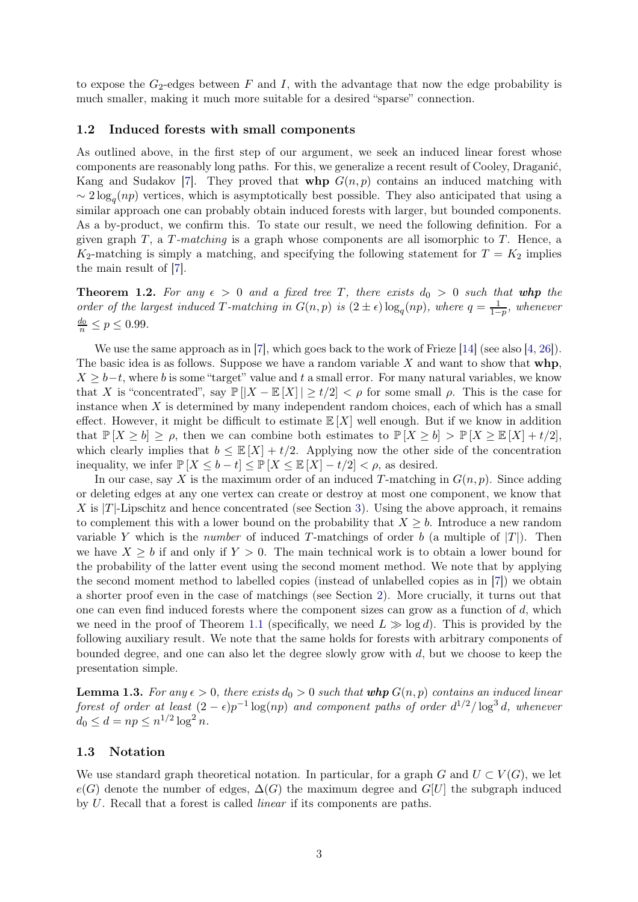to expose the $G_2$-edges between $F$ and $I$, with the advantage that now the edge probability is much smaller, making it much more suitable for a desired "sparse" connection.

### 1.2 Induced forests with small components

As outlined above, in the first step of our argument, we seek an induced linear forest whose components are reasonably long paths. For this, we generalize a recent result of Cooley, Draganić, Kang and Sudakov [7]. They proved that **whp** $G(n, p)$ contains an induced matching with $\sim 2\log_q(np)$ vertices, which is asymptotically best possible. They also anticipated that using a similar approach one can probably obtain induced forests with larger, but bounded components. As a by-product, we confirm this. To state our result, we need the following definition. For a given graph $T$, a *$T$-matching* is a graph whose components are all isomorphic to $T$. Hence, a $K_2$-matching is simply a matching, and specifying the following statement for $T = K_2$ implies the main result of [7].

**Theorem 1.2.** *For any $\epsilon > 0$ and a fixed tree $T$, there exists $d_0 > 0$ such that **whp** the order of the largest induced $T$-matching in $G(n, p)$ is $(2 \pm \epsilon)\log_q(np)$, where $q = \frac{1}{1-p}$, whenever $\frac{d_0}{n} \leq p \leq 0.99$.*

We use the same approach as in [7], which goes back to the work of Frieze [14] (see also [4, 26]). The basic idea is as follows. Suppose we have a random variable $X$ and want to show that **whp**, $X \geq b-t$, where $b$ is some "target" value and $t$ a small error. For many natural variables, we know that $X$ is "concentrated", say $\mathbb{P}[|X - \mathbb{E}[X]| \geq t/2] < \rho$ for some small $\rho$. This is the case for instance when $X$ is determined by many independent random choices, each of which has a small effect. However, it might be difficult to estimate $\mathbb{E}[X]$ well enough. But if we know in addition that $\mathbb{P}[X \geq b] \geq \rho$, then we can combine both estimates to $\mathbb{P}[X \geq b] > \mathbb{P}[X \geq \mathbb{E}[X] + t/2]$, which clearly implies that $b \leq \mathbb{E}[X] + t/2$. Applying now the other side of the concentration inequality, we infer $\mathbb{P}[X \leq b - t] \leq \mathbb{P}[X \leq \mathbb{E}[X] - t/2] < \rho$, as desired.

In our case, say $X$ is the maximum order of an induced $T$-matching in $G(n, p)$. Since adding or deleting edges at any one vertex can create or destroy at most one component, we know that $X$ is $|T|$-Lipschitz and hence concentrated (see Section 3). Using the above approach, it remains to complement this with a lower bound on the probability that $X \geq b$. Introduce a new random variable $Y$ which is the *number* of induced $T$-matchings of order $b$ (a multiple of $|T|$). Then we have $X \geq b$ if and only if $Y > 0$. The main technical work is to obtain a lower bound for the probability of the latter event using the second moment method. We note that by applying the second moment method to labelled copies (instead of unlabelled copies as in [7]) we obtain a shorter proof even in the case of matchings (see Section 2). More crucially, it turns out that one can even find induced forests where the component sizes can grow as a function of $d$, which we need in the proof of Theorem 1.1 (specifically, we need $L \gg \log d$). This is provided by the following auxiliary result. We note that the same holds for forests with arbitrary components of bounded degree, and one can also let the degree slowly grow with $d$, but we choose to keep the presentation simple.

**Lemma 1.3.** *For any $\epsilon > 0$, there exists $d_0 > 0$ such that **whp** $G(n, p)$ contains an induced linear forest of order at least $(2 - \epsilon)p^{-1}\log(np)$ and component paths of order $d^{1/2}/\log^3 d$, whenever $d_0 \leq d = np \leq n^{1/2}\log^2 n$.*

### 1.3 Notation

We use standard graph theoretical notation. In particular, for a graph $G$ and $U \subset V(G)$, we let $e(G)$ denote the number of edges, $\Delta(G)$ the maximum degree and $G[U]$ the subgraph induced by $U$. Recall that a forest is called *linear* if its components are paths.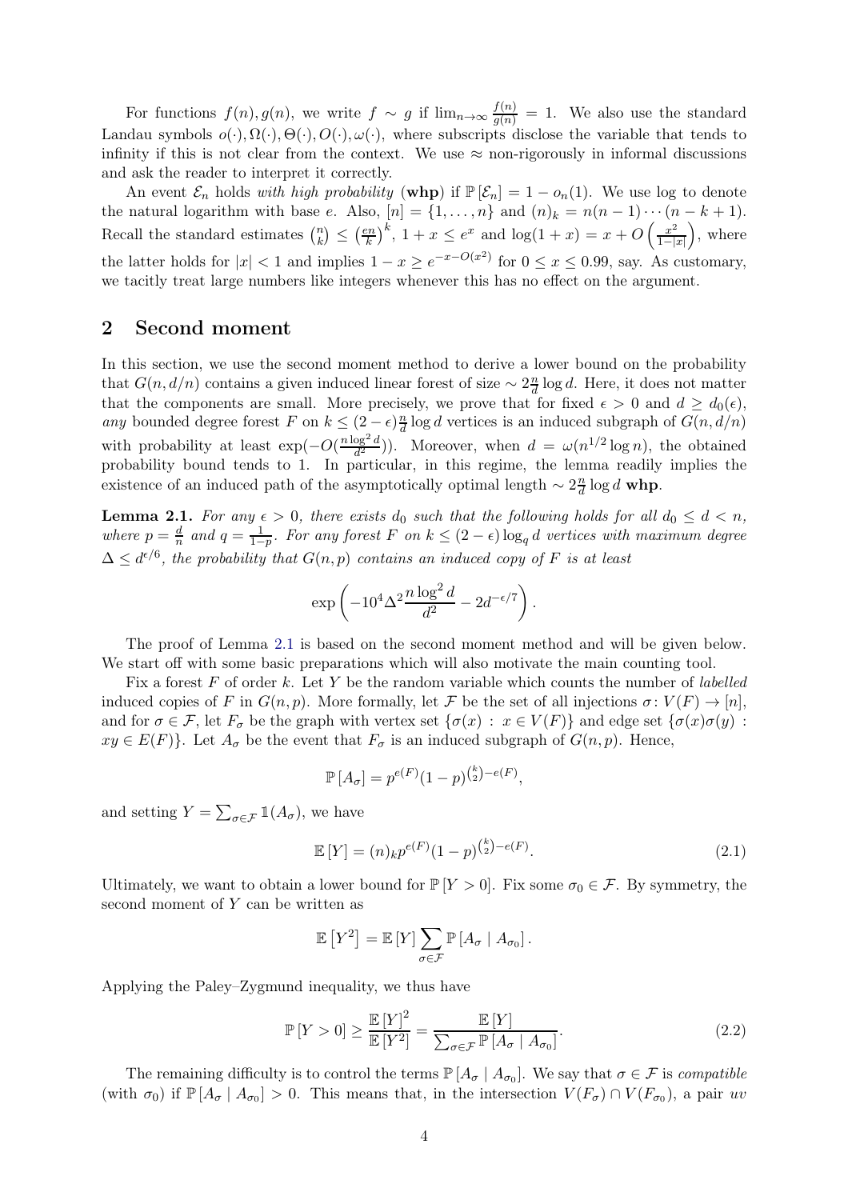For functions $f(n), g(n)$, we write $f \sim g$ if $\lim_{n\to\infty} \frac{f(n)}{g(n)} = 1$. We also use the standard Landau symbols $o(\cdot), \Omega(\cdot), \Theta(\cdot), O(\cdot), \omega(\cdot)$, where subscripts disclose the variable that tends to infinity if this is not clear from the context. We use $\approx$ non-rigorously in informal discussions and ask the reader to interpret it correctly.

An event $\mathcal{E}_n$ holds *with high probability* (**whp**) if $\mathbb{P}[\mathcal{E}_n] = 1 - o_n(1)$. We use log to denote the natural logarithm with base $e$. Also, $[n] = \{1, \ldots, n\}$ and $(n)_k = n(n-1)\cdots(n-k+1)$. Recall the standard estimates $\binom{n}{k} \le \left(\frac{en}{k}\right)^k$, $1 + x \le e^x$ and $\log(1+x) = x + O\left(\frac{x^2}{1-|x|}\right)$, where the latter holds for $|x| < 1$ and implies $1 - x \ge e^{-x-O(x^2)}$ for $0 \le x \le 0.99$, say. As customary, we tacitly treat large numbers like integers whenever this has no effect on the argument.

## 2 Second moment

In this section, we use the second moment method to derive a lower bound on the probability that $G(n, d/n)$ contains a given induced linear forest of size $\sim 2\frac{n}{d}\log d$. Here, it does not matter that the components are small. More precisely, we prove that for fixed $\epsilon > 0$ and $d \ge d_0(\epsilon)$, *any* bounded degree forest $F$ on $k \le (2-\epsilon)\frac{n}{d}\log d$ vertices is an induced subgraph of $G(n, d/n)$ with probability at least $\exp(-O(\frac{n\log^2 d}{d^2}))$. Moreover, when $d = \omega(n^{1/2}\log n)$, the obtained probability bound tends to 1. In particular, in this regime, the lemma readily implies the existence of an induced path of the asymptotically optimal length $\sim 2\frac{n}{d}\log d$ **whp**.

**Lemma 2.1.** *For any $\epsilon > 0$, there exists $d_0$ such that the following holds for all $d_0 \le d < n$, where $p = \frac{d}{n}$ and $q = \frac{1}{1-p}$. For any forest $F$ on $k \le (2-\epsilon)\log_q d$ vertices with maximum degree $\Delta \le d^{\epsilon/6}$, the probability that $G(n,p)$ contains an induced copy of $F$ is at least*

$$\exp\left(-10^4\Delta^2\frac{n\log^2 d}{d^2} - 2d^{-\epsilon/7}\right).$$

The proof of Lemma 2.1 is based on the second moment method and will be given below. We start off with some basic preparations which will also motivate the main counting tool.

Fix a forest $F$ of order $k$. Let $Y$ be the random variable which counts the number of *labelled* induced copies of $F$ in $G(n,p)$. More formally, let $\mathcal{F}$ be the set of all injections $\sigma\colon V(F) \to [n]$, and for $\sigma \in \mathcal{F}$, let $F_\sigma$ be the graph with vertex set $\{\sigma(x) : x \in V(F)\}$ and edge set $\{\sigma(x)\sigma(y) : xy \in E(F)\}$. Let $A_\sigma$ be the event that $F_\sigma$ is an induced subgraph of $G(n,p)$. Hence,

$$\mathbb{P}[A_\sigma] = p^{e(F)}(1-p)^{\binom{k}{2}-e(F)},$$

and setting $Y = \sum_{\sigma\in\mathcal{F}} \mathbb{1}(A_\sigma)$, we have

$$\mathbb{E}[Y] = (n)_k p^{e(F)}(1-p)^{\binom{k}{2}-e(F)}. \tag{2.1}$$

Ultimately, we want to obtain a lower bound for $\mathbb{P}[Y > 0]$. Fix some $\sigma_0 \in \mathcal{F}$. By symmetry, the second moment of $Y$ can be written as

$$\mathbb{E}\left[Y^2\right] = \mathbb{E}[Y]\sum_{\sigma\in\mathcal{F}} \mathbb{P}[A_\sigma \mid A_{\sigma_0}].$$

Applying the Paley–Zygmund inequality, we thus have

$$\mathbb{P}[Y > 0] \ge \frac{\mathbb{E}[Y]^2}{\mathbb{E}[Y^2]} = \frac{\mathbb{E}[Y]}{\sum_{\sigma\in\mathcal{F}} \mathbb{P}[A_\sigma \mid A_{\sigma_0}]}. \tag{2.2}$$

The remaining difficulty is to control the terms $\mathbb{P}[A_\sigma \mid A_{\sigma_0}]$. We say that $\sigma \in \mathcal{F}$ is *compatible* (with $\sigma_0$) if $\mathbb{P}[A_\sigma \mid A_{\sigma_0}] > 0$. This means that, in the intersection $V(F_\sigma) \cap V(F_{\sigma_0})$, a pair $uv$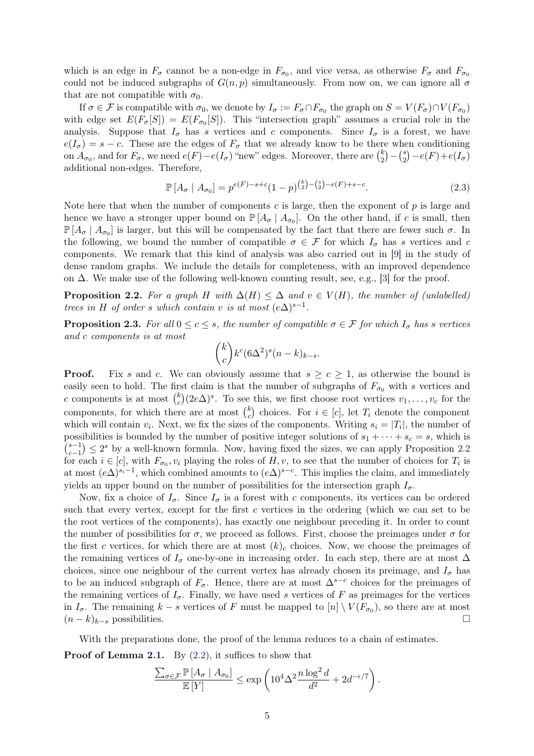which is an edge in $F_\sigma$ cannot be a non-edge in $F_{\sigma_0}$, and vice versa, as otherwise $F_\sigma$ and $F_{\sigma_0}$ could not be induced subgraphs of $G(n,p)$ simultaneously. From now on, we can ignore all $\sigma$ that are not compatible with $\sigma_0$.

If $\sigma \in \mathcal{F}$ is compatible with $\sigma_0$, we denote by $I_\sigma := F_\sigma \cap F_{\sigma_0}$ the graph on $S = V(F_\sigma) \cap V(F_{\sigma_0})$ with edge set $E(F_\sigma[S]) = E(F_{\sigma_0}[S])$. This "intersection graph" assumes a crucial role in the analysis. Suppose that $I_\sigma$ has $s$ vertices and $c$ components. Since $I_\sigma$ is a forest, we have $e(I_\sigma) = s - c$. These are the edges of $F_\sigma$ that we already know to be there when conditioning on $A_{\sigma_0}$, and for $F_\sigma$, we need $e(F) - e(I_\sigma)$ "new" edges. Moreover, there are $\binom{k}{2} - \binom{s}{2} - e(F) + e(I_\sigma)$ additional non-edges. Therefore,

$$\mathbb{P}[A_\sigma \mid A_{\sigma_0}] = p^{e(F)-s+c}(1-p)^{\binom{k}{2}-\binom{s}{2}-e(F)+s-c}. \tag{2.3}$$

Note here that when the number of components $c$ is large, then the exponent of $p$ is large and hence we have a stronger upper bound on $\mathbb{P}[A_\sigma \mid A_{\sigma_0}]$. On the other hand, if $c$ is small, then $\mathbb{P}[A_\sigma \mid A_{\sigma_0}]$ is larger, but this will be compensated by the fact that there are fewer such $\sigma$. In the following, we bound the number of compatible $\sigma \in \mathcal{F}$ for which $I_\sigma$ has $s$ vertices and $c$ components. We remark that this kind of analysis was also carried out in [9] in the study of dense random graphs. We include the details for completeness, with an improved dependence on $\Delta$. We make use of the following well-known counting result, see, e.g., [3] for the proof.

**Proposition 2.2.** *For a graph $H$ with $\Delta(H) \le \Delta$ and $v \in V(H)$, the number of (unlabelled) trees in $H$ of order $s$ which contain $v$ is at most $(e\Delta)^{s-1}$.*

**Proposition 2.3.** *For all $0 \le c \le s$, the number of compatible $\sigma \in \mathcal{F}$ for which $I_\sigma$ has $s$ vertices and $c$ components is at most*

$$\binom{k}{c} k^c (6\Delta^2)^s (n-k)_{k-s}.$$

**Proof.** Fix $s$ and $c$. We can obviously assume that $s \ge c \ge 1$, as otherwise the bound is easily seen to hold. The first claim is that the number of subgraphs of $F_{\sigma_0}$ with $s$ vertices and $c$ components is at most $\binom{k}{c}(2e\Delta)^s$. To see this, we first choose root vertices $v_1, \dots, v_c$ for the components, for which there are at most $\binom{k}{c}$ choices. For $i \in [c]$, let $T_i$ denote the component which will contain $v_i$. Next, we fix the sizes of the components. Writing $s_i = |T_i|$, the number of possibilities is bounded by the number of positive integer solutions of $s_1 + \cdots + s_c = s$, which is $\binom{s-1}{c-1} \le 2^s$ by a well-known formula. Now, having fixed the sizes, we can apply Proposition 2.2 for each $i \in [c]$, with $F_{\sigma_0}, v_i$ playing the roles of $H, v$, to see that the number of choices for $T_i$ is at most $(e\Delta)^{s_i - 1}$, which combined amounts to $(e\Delta)^{s-c}$. This implies the claim, and immediately yields an upper bound on the number of possibilities for the intersection graph $I_\sigma$.

Now, fix a choice of $I_\sigma$. Since $I_\sigma$ is a forest with $c$ components, its vertices can be ordered such that every vertex, except for the first $c$ vertices in the ordering (which we can set to be the root vertices of the components), has exactly one neighbour preceding it. In order to count the number of possibilities for $\sigma$, we proceed as follows. First, choose the preimages under $\sigma$ for the first $c$ vertices, for which there are at most $(k)_c$ choices. Now, we choose the preimages of the remaining vertices of $I_\sigma$ one-by-one in increasing order. In each step, there are at most $\Delta$ choices, since one neighbour of the current vertex has already chosen its preimage, and $I_\sigma$ has to be an induced subgraph of $F_\sigma$. Hence, there are at most $\Delta^{s-c}$ choices for the preimages of the remaining vertices of $I_\sigma$. Finally, we have used $s$ vertices of $F$ as preimages for the vertices in $I_\sigma$. The remaining $k - s$ vertices of $F$ must be mapped to $[n] \setminus V(F_{\sigma_0})$, so there are at most $(n-k)_{k-s}$ possibilities. $\square$

With the preparations done, the proof of the lemma reduces to a chain of estimates.

**Proof of Lemma 2.1.** By (2.2), it suffices to show that

$$\frac{\sum_{\sigma \in \mathcal{F}} \mathbb{P}[A_\sigma \mid A_{\sigma_0}]}{\mathbb{E}[Y]} \le \exp\left(10^4 \Delta^2 \frac{n \log^2 d}{d^2} + 2d^{-\epsilon/7}\right).$$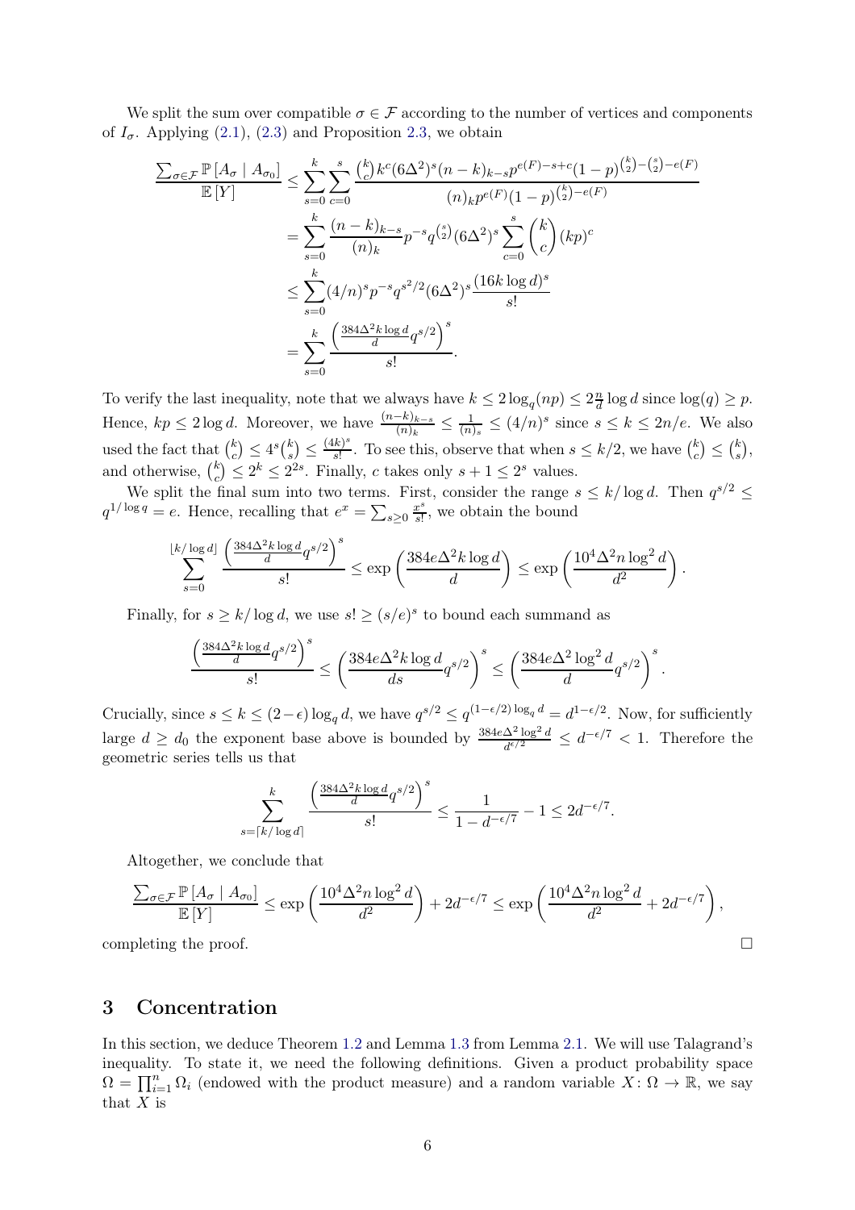We split the sum over compatible $\sigma \in \mathcal{F}$ according to the number of vertices and components of $I_\sigma$. Applying (2.1), (2.3) and Proposition 2.3, we obtain

$$
\begin{aligned}
\frac{\sum_{\sigma\in\mathcal{F}} \mathbb{P}\left[A_\sigma \mid A_{\sigma_0}\right]}{\mathbb{E}\left[Y\right]} &\le \sum_{s=0}^{k}\sum_{c=0}^{s} \frac{\binom{k}{c} k^c (6\Delta^2)^s (n-k)_{k-s} p^{e(F)-s+c}(1-p)^{\binom{k}{2}-\binom{s}{2}-e(F)}}{(n)_k p^{e(F)}(1-p)^{\binom{k}{2}-e(F)}} \\
&= \sum_{s=0}^{k} \frac{(n-k)_{k-s}}{(n)_k} p^{-s} q^{\binom{s}{2}} (6\Delta^2)^s \sum_{c=0}^{s}\binom{k}{c}(kp)^c \\
&\le \sum_{s=0}^{k} (4/n)^s p^{-s} q^{s^2/2} (6\Delta^2)^s \frac{(16k\log d)^s}{s!} \\
&= \sum_{s=0}^{k} \frac{\left(\frac{384\Delta^2 k \log d}{d} q^{s/2}\right)^s}{s!}.
\end{aligned}
$$

To verify the last inequality, note that we always have $k \le 2\log_q(np) \le 2\frac{n}{d}\log d$ since $\log(q) \ge p$. Hence, $kp \le 2\log d$. Moreover, we have $\frac{(n-k)_{k-s}}{(n)_k} \le \frac{1}{(n)_s} \le (4/n)^s$ since $s \le k \le 2n/e$. We also used the fact that $\binom{k}{c} \le 4^s\binom{k}{s} \le \frac{(4k)^s}{s!}$. To see this, observe that when $s \le k/2$, we have $\binom{k}{c} \le \binom{k}{s}$, and otherwise, $\binom{k}{c} \le 2^k \le 2^{2s}$. Finally, $c$ takes only $s+1 \le 2^s$ values.

We split the final sum into two terms. First, consider the range $s \le k/\log d$. Then $q^{s/2} \le q^{1/\log q} = e$. Hence, recalling that $e^x = \sum_{s\ge 0}\frac{x^s}{s!}$, we obtain the bound

$$
\sum_{s=0}^{\lfloor k/\log d\rfloor} \frac{\left(\frac{384\Delta^2 k\log d}{d} q^{s/2}\right)^s}{s!} \le \exp\left(\frac{384 e\Delta^2 k\log d}{d}\right) \le \exp\left(\frac{10^4\Delta^2 n \log^2 d}{d^2}\right).
$$

Finally, for $s \ge k/\log d$, we use $s! \ge (s/e)^s$ to bound each summand as

$$
\frac{\left(\frac{384\Delta^2 k\log d}{d} q^{s/2}\right)^s}{s!} \le \left(\frac{384 e\Delta^2 k\log d}{ds} q^{s/2}\right)^s \le \left(\frac{384 e\Delta^2 \log^2 d}{d} q^{s/2}\right)^s.
$$

Crucially, since $s \le k \le (2-\epsilon)\log_q d$, we have $q^{s/2} \le q^{(1-\epsilon/2)\log_q d} = d^{1-\epsilon/2}$. Now, for sufficiently large $d \ge d_0$ the exponent base above is bounded by $\frac{384 e\Delta^2\log^2 d}{d^{\epsilon/2}} \le d^{-\epsilon/7} < 1$. Therefore the geometric series tells us that

$$
\sum_{s=\lceil k/\log d\rceil}^{k} \frac{\left(\frac{384\Delta^2 k\log d}{d} q^{s/2}\right)^s}{s!} \le \frac{1}{1-d^{-\epsilon/7}} - 1 \le 2d^{-\epsilon/7}.
$$

Altogether, we conclude that

$$
\frac{\sum_{\sigma\in\mathcal{F}} \mathbb{P}\left[A_\sigma \mid A_{\sigma_0}\right]}{\mathbb{E}\left[Y\right]} \le \exp\left(\frac{10^4\Delta^2 n\log^2 d}{d^2}\right) + 2d^{-\epsilon/7} \le \exp\left(\frac{10^4\Delta^2 n\log^2 d}{d^2} + 2d^{-\epsilon/7}\right),
$$

completing the proof. $\square$

## 3 Concentration

In this section, we deduce Theorem 1.2 and Lemma 1.3 from Lemma 2.1. We will use Talagrand's inequality. To state it, we need the following definitions. Given a product probability space $\Omega = \prod_{i=1}^n \Omega_i$ (endowed with the product measure) and a random variable $X\colon \Omega \to \mathbb{R}$, we say that $X$ is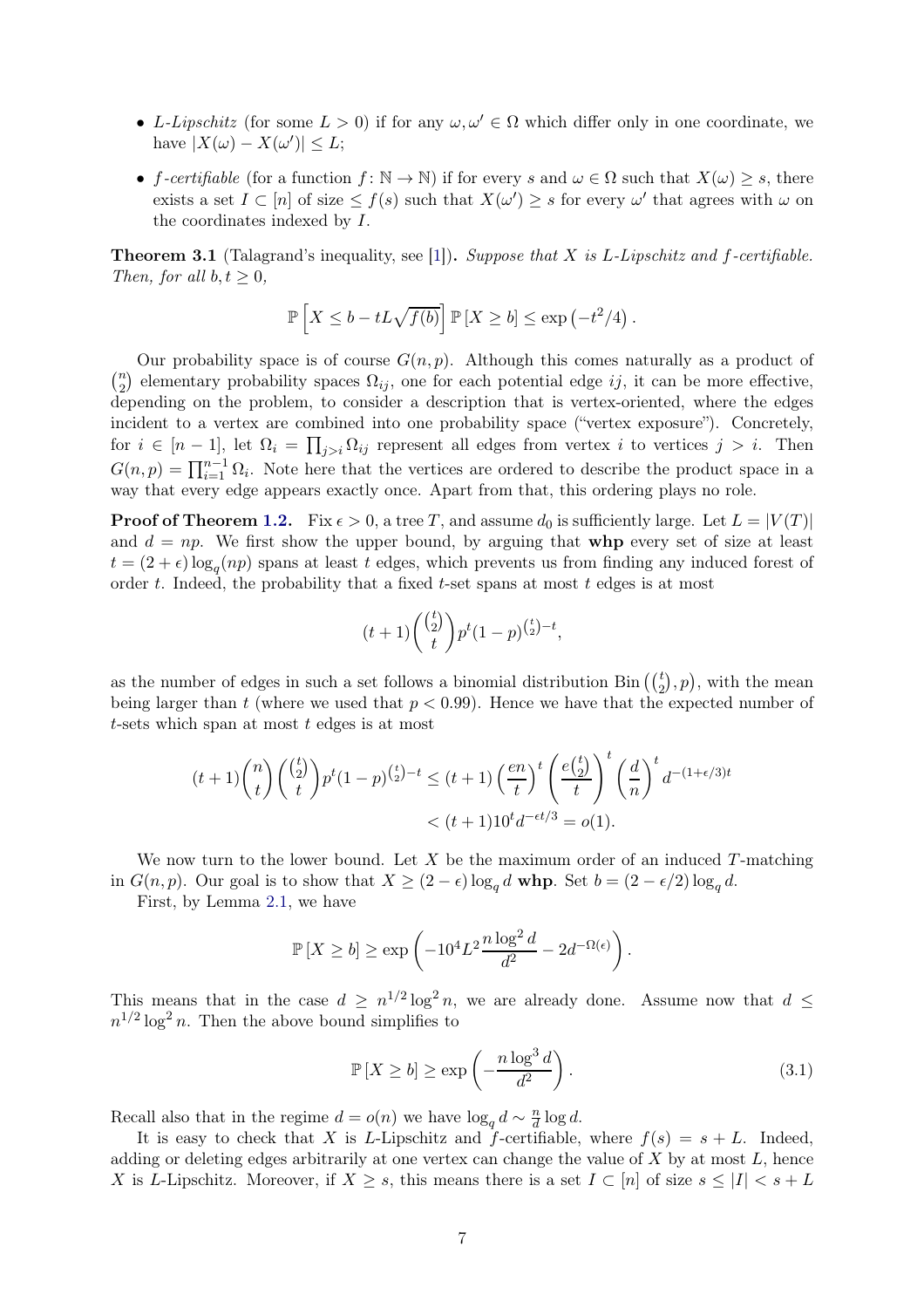- *L-Lipschitz* (for some $L > 0$) if for any $\omega, \omega' \in \Omega$ which differ only in one coordinate, we have $|X(\omega) - X(\omega')| \leq L$;
- *f-certifiable* (for a function $f\colon \mathbb{N} \to \mathbb{N}$) if for every $s$ and $\omega \in \Omega$ such that $X(\omega) \geq s$, there exists a set $I \subset [n]$ of size $\leq f(s)$ such that $X(\omega') \geq s$ for every $\omega'$ that agrees with $\omega$ on the coordinates indexed by $I$.

**Theorem 3.1** (Talagrand's inequality, see [1])**.** *Suppose that $X$ is $L$-Lipschitz and $f$-certifiable. Then, for all $b, t \geq 0$,*

$$\mathbb{P}\left[X \leq b - tL\sqrt{f(b)}\right] \mathbb{P}\left[X \geq b\right] \leq \exp\left(-t^2/4\right).$$

Our probability space is of course $G(n,p)$. Although this comes naturally as a product of $\binom{n}{2}$ elementary probability spaces $\Omega_{ij}$, one for each potential edge $ij$, it can be more effective, depending on the problem, to consider a description that is vertex-oriented, where the edges incident to a vertex are combined into one probability space ("vertex exposure"). Concretely, for $i \in [n-1]$, let $\Omega_i = \prod_{j>i} \Omega_{ij}$ represent all edges from vertex $i$ to vertices $j > i$. Then $G(n,p) = \prod_{i=1}^{n-1} \Omega_i$. Note here that the vertices are ordered to describe the product space in a way that every edge appears exactly once. Apart from that, this ordering plays no role.

**Proof of Theorem 1.2.** Fix $\epsilon > 0$, a tree $T$, and assume $d_0$ is sufficiently large. Let $L = |V(T)|$ and $d = np$. We first show the upper bound, by arguing that **whp** every set of size at least $t = (2+\epsilon)\log_q(np)$ spans at least $t$ edges, which prevents us from finding any induced forest of order $t$. Indeed, the probability that a fixed $t$-set spans at most $t$ edges is at most

$$(t+1)\binom{\binom{t}{2}}{t} p^t (1-p)^{\binom{t}{2}-t},$$

as the number of edges in such a set follows a binomial distribution $\mathrm{Bin}\left(\binom{t}{2}, p\right)$, with the mean being larger than $t$ (where we used that $p < 0.99$). Hence we have that the expected number of $t$-sets which span at most $t$ edges is at most

$$\begin{aligned}(t+1)\binom{n}{t}\binom{\binom{t}{2}}{t} p^t (1-p)^{\binom{t}{2}-t} &\leq (t+1)\left(\frac{en}{t}\right)^t \left(\frac{e\binom{t}{2}}{t}\right)^t \left(\frac{d}{n}\right)^t d^{-(1+\epsilon/3)t} \\ &< (t+1)10^t d^{-\epsilon t/3} = o(1).\end{aligned}$$

We now turn to the lower bound. Let $X$ be the maximum order of an induced $T$-matching in $G(n,p)$. Our goal is to show that $X \geq (2-\epsilon)\log_q d$ **whp**. Set $b = (2-\epsilon/2)\log_q d$.

First, by Lemma 2.1, we have

$$\mathbb{P}\left[X \geq b\right] \geq \exp\left(-10^4 L^2 \frac{n \log^2 d}{d^2} - 2d^{-\Omega(\epsilon)}\right).$$

This means that in the case $d \geq n^{1/2}\log^2 n$, we are already done. Assume now that $d \leq n^{1/2}\log^2 n$. Then the above bound simplifies to

$$\mathbb{P}\left[X \geq b\right] \geq \exp\left(-\frac{n \log^3 d}{d^2}\right). \tag{3.1}$$

Recall also that in the regime $d = o(n)$ we have $\log_q d \sim \frac{n}{d}\log d$.

It is easy to check that $X$ is $L$-Lipschitz and $f$-certifiable, where $f(s) = s + L$. Indeed, adding or deleting edges arbitrarily at one vertex can change the value of $X$ by at most $L$, hence $X$ is $L$-Lipschitz. Moreover, if $X \geq s$, this means there is a set $I \subset [n]$ of size $s \leq |I| < s + L$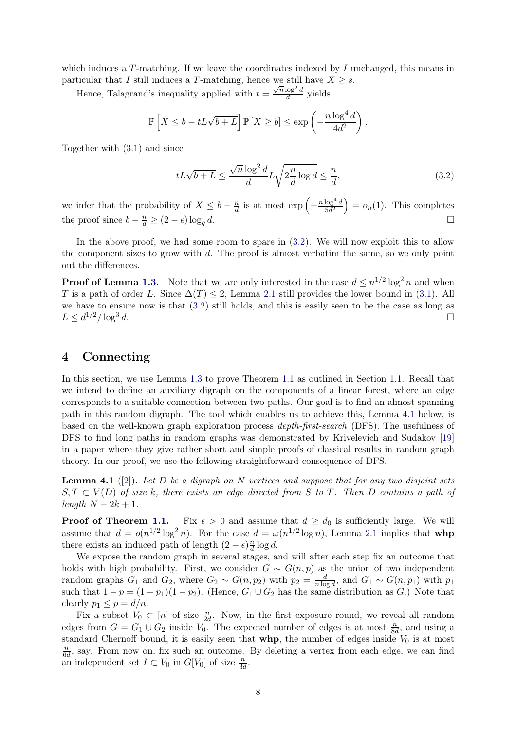which induces a $T$-matching. If we leave the coordinates indexed by $I$ unchanged, this means in particular that $I$ still induces a $T$-matching, hence we still have $X \geq s$.

Hence, Talagrand's inequality applied with $t = \frac{\sqrt{n}\log^2 d}{d}$ yields

$$\mathbb{P}\left[X \leq b - tL\sqrt{b+L}\right]\mathbb{P}\left[X \geq b\right] \leq \exp\left(-\frac{n\log^4 d}{4d^2}\right).$$

Together with (3.1) and since

$$tL\sqrt{b+L} \leq \frac{\sqrt{n}\log^2 d}{d} L\sqrt{2\frac{n}{d}\log d} \leq \frac{n}{d}, \tag{3.2}$$

we infer that the probability of $X \leq b - \frac{n}{d}$ is at most $\exp\left(-\frac{n\log^4 d}{5d^2}\right) = o_n(1)$. This completes the proof since $b - \frac{n}{d} \geq (2-\epsilon)\log_q d$. □

In the above proof, we had some room to spare in (3.2). We will now exploit this to allow the component sizes to grow with $d$. The proof is almost verbatim the same, so we only point out the differences.

**Proof of Lemma 1.3.** Note that we are only interested in the case $d \leq n^{1/2}\log^2 n$ and when $T$ is a path of order $L$. Since $\Delta(T) \leq 2$, Lemma 2.1 still provides the lower bound in (3.1). All we have to ensure now is that (3.2) still holds, and this is easily seen to be the case as long as $L \leq d^{1/2}/\log^3 d$. □

# 4 Connecting

In this section, we use Lemma 1.3 to prove Theorem 1.1 as outlined in Section 1.1. Recall that we intend to define an auxiliary digraph on the components of a linear forest, where an edge corresponds to a suitable connection between two paths. Our goal is to find an almost spanning path in this random digraph. The tool which enables us to achieve this, Lemma 4.1 below, is based on the well-known graph exploration process *depth-first-search* (DFS). The usefulness of DFS to find long paths in random graphs was demonstrated by Krivelevich and Sudakov [19] in a paper where they give rather short and simple proofs of classical results in random graph theory. In our proof, we use the following straightforward consequence of DFS.

**Lemma 4.1** ([2]). *Let $D$ be a digraph on $N$ vertices and suppose that for any two disjoint sets $S, T \subset V(D)$ of size $k$, there exists an edge directed from $S$ to $T$. Then $D$ contains a path of length $N - 2k + 1$.*

**Proof of Theorem 1.1.** Fix $\epsilon > 0$ and assume that $d \geq d_0$ is sufficiently large. We will assume that $d = o(n^{1/2}\log^2 n)$. For the case $d = \omega(n^{1/2}\log n)$, Lemma 2.1 implies that **whp** there exists an induced path of length $(2-\epsilon)\frac{n}{d}\log d$.

We expose the random graph in several stages, and will after each step fix an outcome that holds with high probability. First, we consider $G \sim G(n,p)$ as the union of two independent random graphs $G_1$ and $G_2$, where $G_2 \sim G(n, p_2)$ with $p_2 = \frac{d}{n\log d}$, and $G_1 \sim G(n, p_1)$ with $p_1$ such that $1 - p = (1-p_1)(1-p_2)$. (Hence, $G_1 \cup G_2$ has the same distribution as $G$.) Note that clearly $p_1 \leq p = d/n$.

Fix a subset $V_0 \subset [n]$ of size $\frac{n}{2d}$. Now, in the first exposure round, we reveal all random edges from $G = G_1 \cup G_2$ inside $V_0$. The expected number of edges is at most $\frac{n}{8d}$, and using a standard Chernoff bound, it is easily seen that **whp**, the number of edges inside $V_0$ is at most $\frac{n}{6d}$, say. From now on, fix such an outcome. By deleting a vertex from each edge, we can find an independent set $I \subset V_0$ in $G[V_0]$ of size $\frac{n}{3d}$.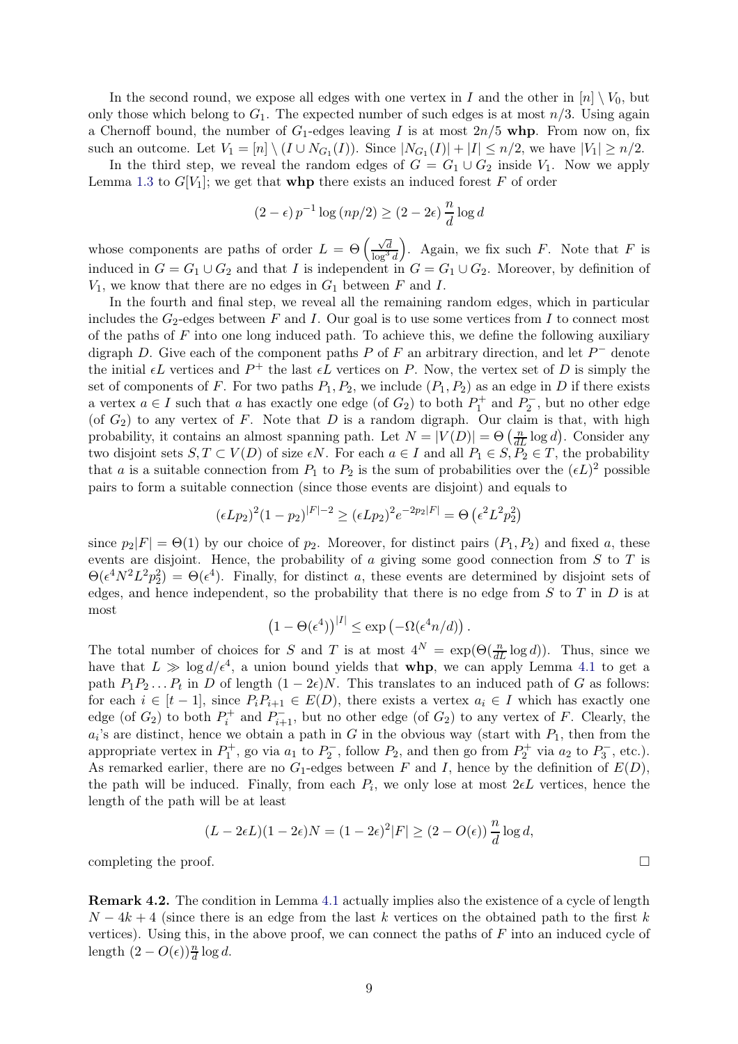In the second round, we expose all edges with one vertex in $I$ and the other in $[n] \setminus V_0$, but only those which belong to $G_1$. The expected number of such edges is at most $n/3$. Using again a Chernoff bound, the number of $G_1$-edges leaving $I$ is at most $2n/5$ **whp**. From now on, fix such an outcome. Let $V_1 = [n] \setminus (I \cup N_{G_1}(I))$. Since $|N_{G_1}(I)| + |I| \leq n/2$, we have $|V_1| \geq n/2$.

In the third step, we reveal the random edges of $G = G_1 \cup G_2$ inside $V_1$. Now we apply Lemma 1.3 to $G[V_1]$; we get that **whp** there exists an induced forest $F$ of order

$$(2 - \epsilon)\, p^{-1} \log (np/2) \geq (2 - 2\epsilon)\, \frac{n}{d} \log d$$

whose components are paths of order $L = \Theta\left(\frac{\sqrt{d}}{\log^3 d}\right)$. Again, we fix such $F$. Note that $F$ is induced in $G = G_1 \cup G_2$ and that $I$ is independent in $G = G_1 \cup G_2$. Moreover, by definition of $V_1$, we know that there are no edges in $G_1$ between $F$ and $I$.

In the fourth and final step, we reveal all the remaining random edges, which in particular includes the $G_2$-edges between $F$ and $I$. Our goal is to use some vertices from $I$ to connect most of the paths of $F$ into one long induced path. To achieve this, we define the following auxiliary digraph $D$. Give each of the component paths $P$ of $F$ an arbitrary direction, and let $P^-$ denote the initial $\epsilon L$ vertices and $P^+$ the last $\epsilon L$ vertices on $P$. Now, the vertex set of $D$ is simply the set of components of $F$. For two paths $P_1, P_2$, we include $(P_1, P_2)$ as an edge in $D$ if there exists a vertex $a \in I$ such that $a$ has exactly one edge (of $G_2$) to both $P_1^+$ and $P_2^-$, but no other edge (of $G_2$) to any vertex of $F$. Note that $D$ is a random digraph. Our claim is that, with high probability, it contains an almost spanning path. Let $N = |V(D)| = \Theta\left(\frac{n}{dL} \log d\right)$. Consider any two disjoint sets $S, T \subset V(D)$ of size $\epsilon N$. For each $a \in I$ and all $P_1 \in S, P_2 \in T$, the probability that $a$ is a suitable connection from $P_1$ to $P_2$ is the sum of probabilities over the $(\epsilon L)^2$ possible pairs to form a suitable connection (since those events are disjoint) and equals to

$$(\epsilon L p_2)^2 (1 - p_2)^{|F|-2} \geq (\epsilon L p_2)^2 e^{-2p_2|F|} = \Theta\left(\epsilon^2 L^2 p_2^2\right)$$

since $p_2|F| = \Theta(1)$ by our choice of $p_2$. Moreover, for distinct pairs $(P_1, P_2)$ and fixed $a$, these events are disjoint. Hence, the probability of $a$ giving some good connection from $S$ to $T$ is $\Theta(\epsilon^4 N^2 L^2 p_2^2) = \Theta(\epsilon^4)$. Finally, for distinct $a$, these events are determined by disjoint sets of edges, and hence independent, so the probability that there is no edge from $S$ to $T$ in $D$ is at most

$$\left(1 - \Theta(\epsilon^4)\right)^{|I|} \leq \exp\left(-\Omega(\epsilon^4 n/d)\right).$$

The total number of choices for $S$ and $T$ is at most $4^N = \exp(\Theta(\frac{n}{dL} \log d))$. Thus, since we have that $L \gg \log d/\epsilon^4$, a union bound yields that **whp**, we can apply Lemma 4.1 to get a path $P_1 P_2 \ldots P_t$ in $D$ of length $(1 - 2\epsilon)N$. This translates to an induced path of $G$ as follows: for each $i \in [t-1]$, since $P_i P_{i+1} \in E(D)$, there exists a vertex $a_i \in I$ which has exactly one edge (of $G_2$) to both $P_i^+$ and $P_{i+1}^-$, but no other edge (of $G_2$) to any vertex of $F$. Clearly, the $a_i$'s are distinct, hence we obtain a path in $G$ in the obvious way (start with $P_1$, then from the appropriate vertex in $P_1^+$, go via $a_1$ to $P_2^-$, follow $P_2$, and then go from $P_2^+$ via $a_2$ to $P_3^-$, etc.). As remarked earlier, there are no $G_1$-edges between $F$ and $I$, hence by the definition of $E(D)$, the path will be induced. Finally, from each $P_i$, we only lose at most $2\epsilon L$ vertices, hence the length of the path will be at least

$$(L - 2\epsilon L)(1 - 2\epsilon)N = (1 - 2\epsilon)^2 |F| \geq (2 - O(\epsilon))\, \frac{n}{d} \log d,$$

completing the proof. $\square$

**Remark 4.2.** The condition in Lemma 4.1 actually implies also the existence of a cycle of length $N - 4k + 4$ (since there is an edge from the last $k$ vertices on the obtained path to the first $k$ vertices). Using this, in the above proof, we can connect the paths of $F$ into an induced cycle of length $(2 - O(\epsilon))\frac{n}{d} \log d$.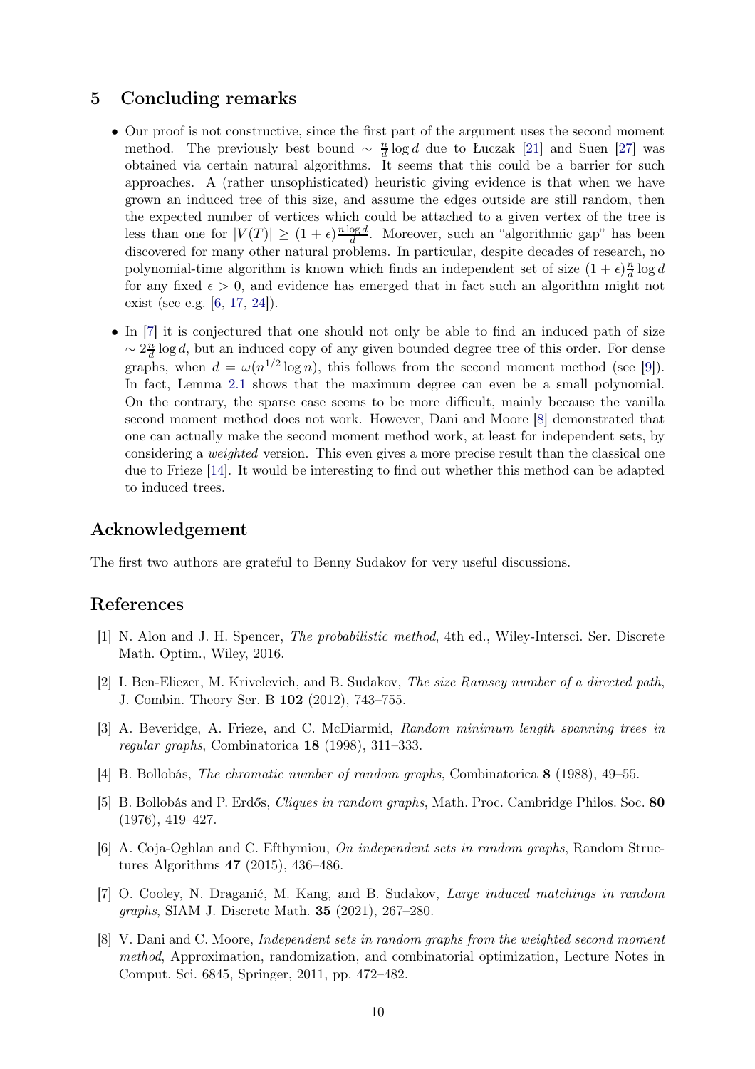## 5 Concluding remarks

- Our proof is not constructive, since the first part of the argument uses the second moment method. The previously best bound $\sim \frac{n}{d}\log d$ due to Łuczak [21] and Suen [27] was obtained via certain natural algorithms. It seems that this could be a barrier for such approaches. A (rather unsophisticated) heuristic giving evidence is that when we have grown an induced tree of this size, and assume the edges outside are still random, then the expected number of vertices which could be attached to a given vertex of the tree is less than one for $|V(T)| \geq (1+\epsilon)\frac{n \log d}{d}$. Moreover, such an "algorithmic gap" has been discovered for many other natural problems. In particular, despite decades of research, no polynomial-time algorithm is known which finds an independent set of size $(1+\epsilon)\frac{n}{d}\log d$ for any fixed $\epsilon > 0$, and evidence has emerged that in fact such an algorithm might not exist (see e.g. [6, 17, 24]).

- In [7] it is conjectured that one should not only be able to find an induced path of size $\sim 2\frac{n}{d}\log d$, but an induced copy of any given bounded degree tree of this order. For dense graphs, when $d = \omega(n^{1/2}\log n)$, this follows from the second moment method (see [9]). In fact, Lemma 2.1 shows that the maximum degree can even be a small polynomial. On the contrary, the sparse case seems to be more difficult, mainly because the vanilla second moment method does not work. However, Dani and Moore [8] demonstrated that one can actually make the second moment method work, at least for independent sets, by considering a *weighted* version. This even gives a more precise result than the classical one due to Frieze [14]. It would be interesting to find out whether this method can be adapted to induced trees.

## Acknowledgement

The first two authors are grateful to Benny Sudakov for very useful discussions.

## References

[1] N. Alon and J. H. Spencer, *The probabilistic method*, 4th ed., Wiley-Intersci. Ser. Discrete Math. Optim., Wiley, 2016.

[2] I. Ben-Eliezer, M. Krivelevich, and B. Sudakov, *The size Ramsey number of a directed path*, J. Combin. Theory Ser. B **102** (2012), 743–755.

[3] A. Beveridge, A. Frieze, and C. McDiarmid, *Random minimum length spanning trees in regular graphs*, Combinatorica **18** (1998), 311–333.

[4] B. Bollobás, *The chromatic number of random graphs*, Combinatorica **8** (1988), 49–55.

[5] B. Bollobás and P. Erdős, *Cliques in random graphs*, Math. Proc. Cambridge Philos. Soc. **80** (1976), 419–427.

[6] A. Coja-Oghlan and C. Efthymiou, *On independent sets in random graphs*, Random Structures Algorithms **47** (2015), 436–486.

[7] O. Cooley, N. Draganić, M. Kang, and B. Sudakov, *Large induced matchings in random graphs*, SIAM J. Discrete Math. **35** (2021), 267–280.

[8] V. Dani and C. Moore, *Independent sets in random graphs from the weighted second moment method*, Approximation, randomization, and combinatorial optimization, Lecture Notes in Comput. Sci. 6845, Springer, 2011, pp. 472–482.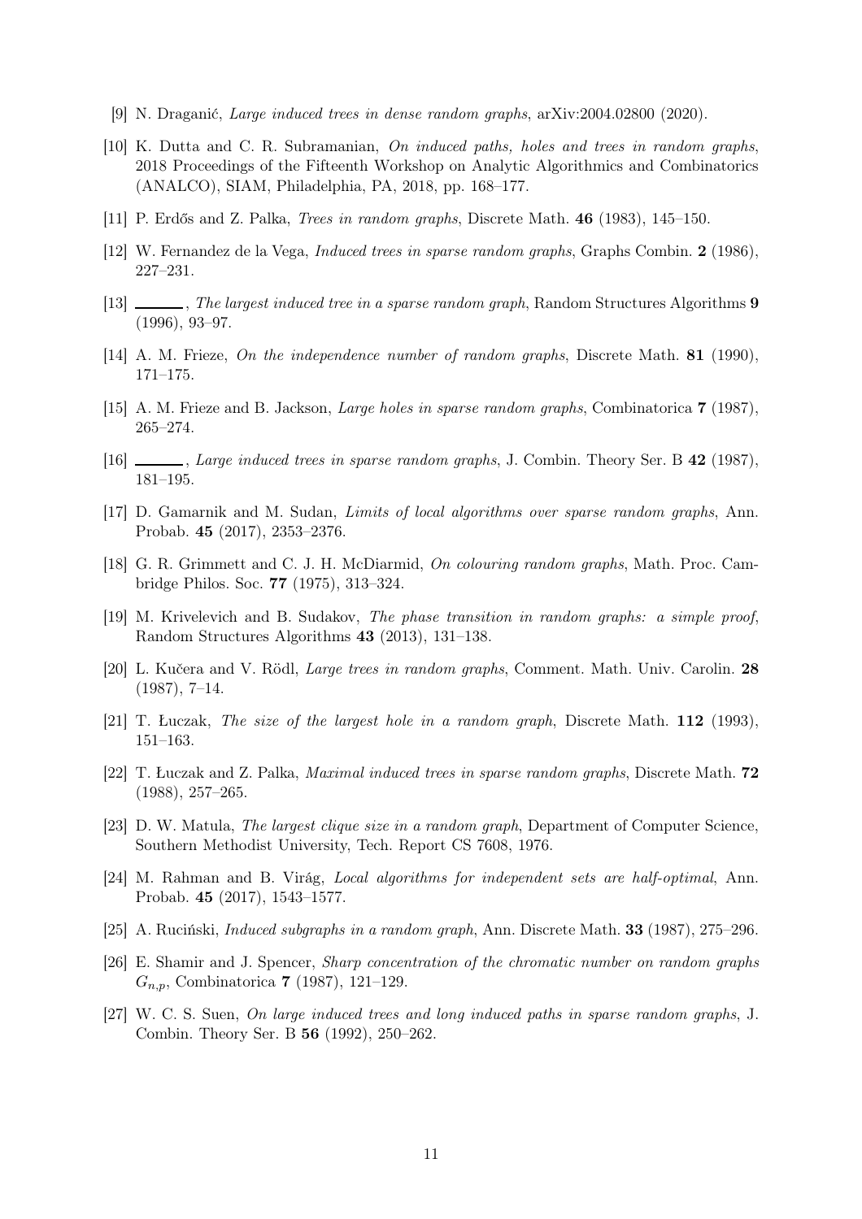[9] N. Draganić, *Large induced trees in dense random graphs*, arXiv:2004.02800 (2020).

[10] K. Dutta and C. R. Subramanian, *On induced paths, holes and trees in random graphs*, 2018 Proceedings of the Fifteenth Workshop on Analytic Algorithmics and Combinatorics (ANALCO), SIAM, Philadelphia, PA, 2018, pp. 168–177.

[11] P. Erdős and Z. Palka, *Trees in random graphs*, Discrete Math. **46** (1983), 145–150.

[12] W. Fernandez de la Vega, *Induced trees in sparse random graphs*, Graphs Combin. **2** (1986), 227–231.

[13] ______, *The largest induced tree in a sparse random graph*, Random Structures Algorithms **9** (1996), 93–97.

[14] A. M. Frieze, *On the independence number of random graphs*, Discrete Math. **81** (1990), 171–175.

[15] A. M. Frieze and B. Jackson, *Large holes in sparse random graphs*, Combinatorica **7** (1987), 265–274.

[16] ______, *Large induced trees in sparse random graphs*, J. Combin. Theory Ser. B **42** (1987), 181–195.

[17] D. Gamarnik and M. Sudan, *Limits of local algorithms over sparse random graphs*, Ann. Probab. **45** (2017), 2353–2376.

[18] G. R. Grimmett and C. J. H. McDiarmid, *On colouring random graphs*, Math. Proc. Cambridge Philos. Soc. **77** (1975), 313–324.

[19] M. Krivelevich and B. Sudakov, *The phase transition in random graphs: a simple proof*, Random Structures Algorithms **43** (2013), 131–138.

[20] L. Kučera and V. Rödl, *Large trees in random graphs*, Comment. Math. Univ. Carolin. **28** (1987), 7–14.

[21] T. Łuczak, *The size of the largest hole in a random graph*, Discrete Math. **112** (1993), 151–163.

[22] T. Łuczak and Z. Palka, *Maximal induced trees in sparse random graphs*, Discrete Math. **72** (1988), 257–265.

[23] D. W. Matula, *The largest clique size in a random graph*, Department of Computer Science, Southern Methodist University, Tech. Report CS 7608, 1976.

[24] M. Rahman and B. Virág, *Local algorithms for independent sets are half-optimal*, Ann. Probab. **45** (2017), 1543–1577.

[25] A. Ruciński, *Induced subgraphs in a random graph*, Ann. Discrete Math. **33** (1987), 275–296.

[26] E. Shamir and J. Spencer, *Sharp concentration of the chromatic number on random graphs $G_{n,p}$*, Combinatorica **7** (1987), 121–129.

[27] W. C. S. Suen, *On large induced trees and long induced paths in sparse random graphs*, J. Combin. Theory Ser. B **56** (1992), 250–262.